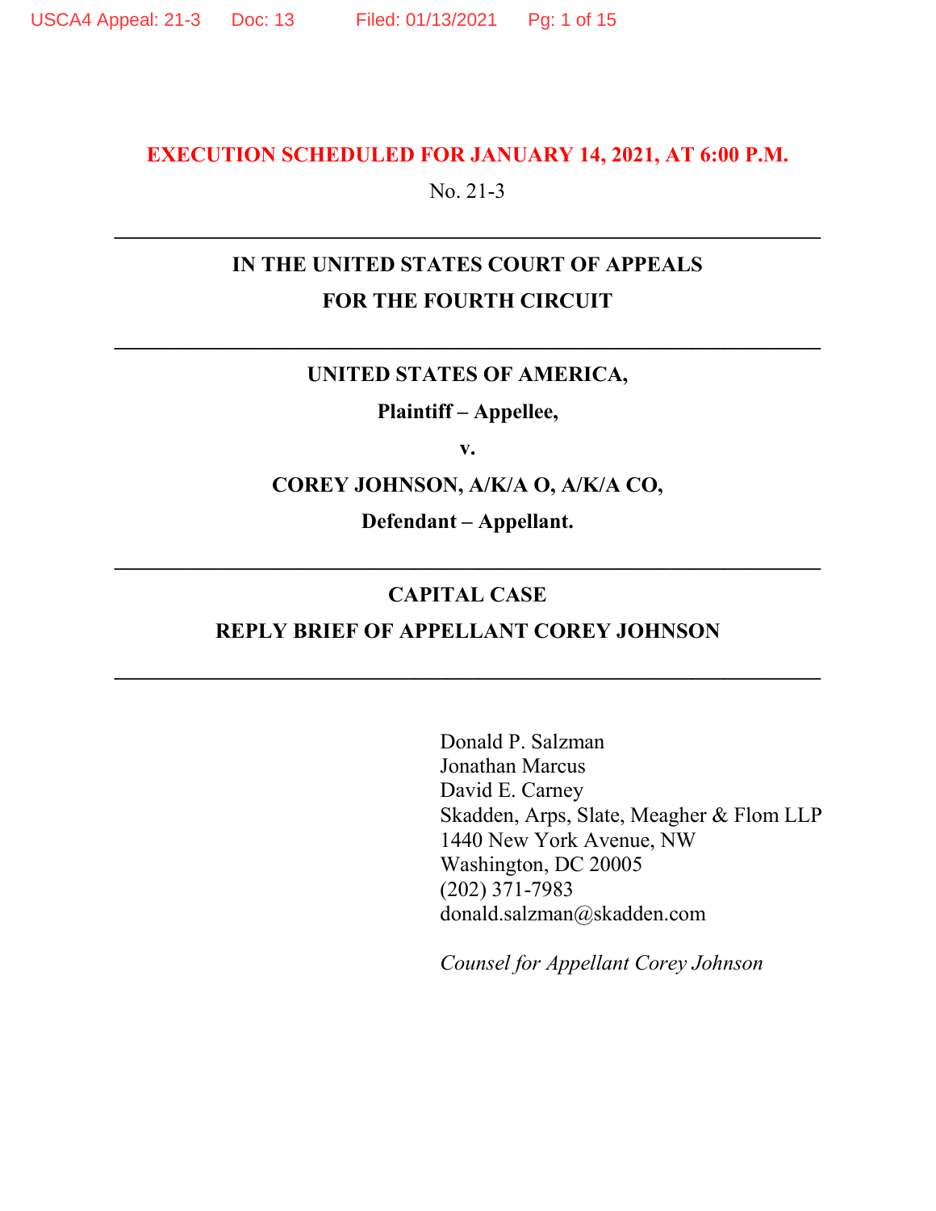**EXECUTION SCHEDULED FOR JANUARY 14, 2021, AT 6:00 P.M.**

No. 21-3

---

**IN THE UNITED STATES COURT OF APPEALS**

**FOR THE FOURTH CIRCUIT**

---

**UNITED STATES OF AMERICA,**

**Plaintiff – Appellee,**

**v.**

**COREY JOHNSON, A/K/A O, A/K/A CO,**

**Defendant – Appellant.**

---

**CAPITAL CASE**

**REPLY BRIEF OF APPELLANT COREY JOHNSON**

---

Donald P. Salzman
Jonathan Marcus
David E. Carney
Skadden, Arps, Slate, Meagher & Flom LLP
1440 New York Avenue, NW
Washington, DC 20005
(202) 371-7983
donald.salzman@skadden.com

*Counsel for Appellant Corey Johnson*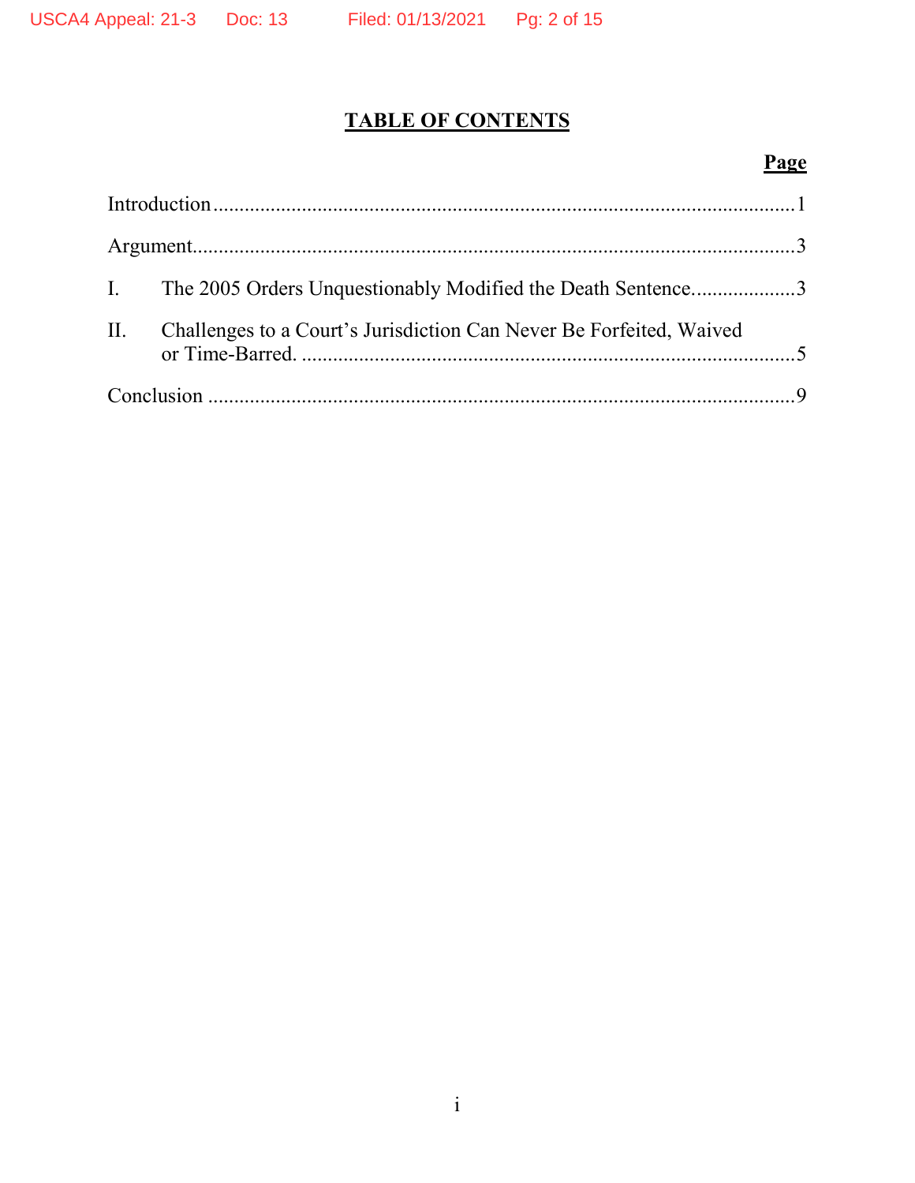# TABLE OF CONTENTS

| | Page |
|---|---|
| Introduction | 1 |
| Argument | 3 |
| I. The 2005 Orders Unquestionably Modified the Death Sentence. | 3 |
| II. Challenges to a Court's Jurisdiction Can Never Be Forfeited, Waived or Time-Barred. | 5 |
| Conclusion | 9 |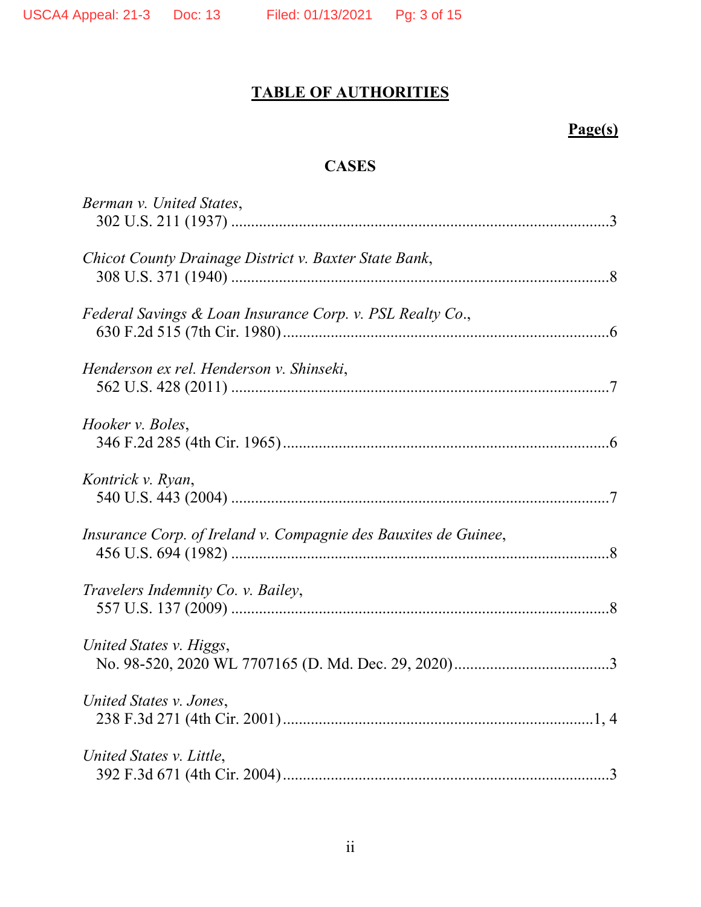# TABLE OF AUTHORITIES

**Page(s)**

## CASES

*Berman v. United States*,
302 U.S. 211 (1937) .......................................................................................3

*Chicot County Drainage District v. Baxter State Bank*,
308 U.S. 371 (1940) .......................................................................................8

*Federal Savings & Loan Insurance Corp. v. PSL Realty Co.*,
630 F.2d 515 (7th Cir. 1980) ..........................................................................6

*Henderson ex rel. Henderson v. Shinseki*,
562 U.S. 428 (2011) .......................................................................................7

*Hooker v. Boles*,
346 F.2d 285 (4th Cir. 1965) ..........................................................................6

*Kontrick v. Ryan*,
540 U.S. 443 (2004) .......................................................................................7

*Insurance Corp. of Ireland v. Compagnie des Bauxites de Guinee*,
456 U.S. 694 (1982) .......................................................................................8

*Travelers Indemnity Co. v. Bailey*,
557 U.S. 137 (2009) .......................................................................................8

*United States v. Higgs*,
No. 98-520, 2020 WL 7707165 (D. Md. Dec. 29, 2020).......................................3

*United States v. Jones*,
238 F.3d 271 (4th Cir. 2001)........................................................................1, 4

*United States v. Little*,
392 F.3d 671 (4th Cir. 2004)...........................................................................3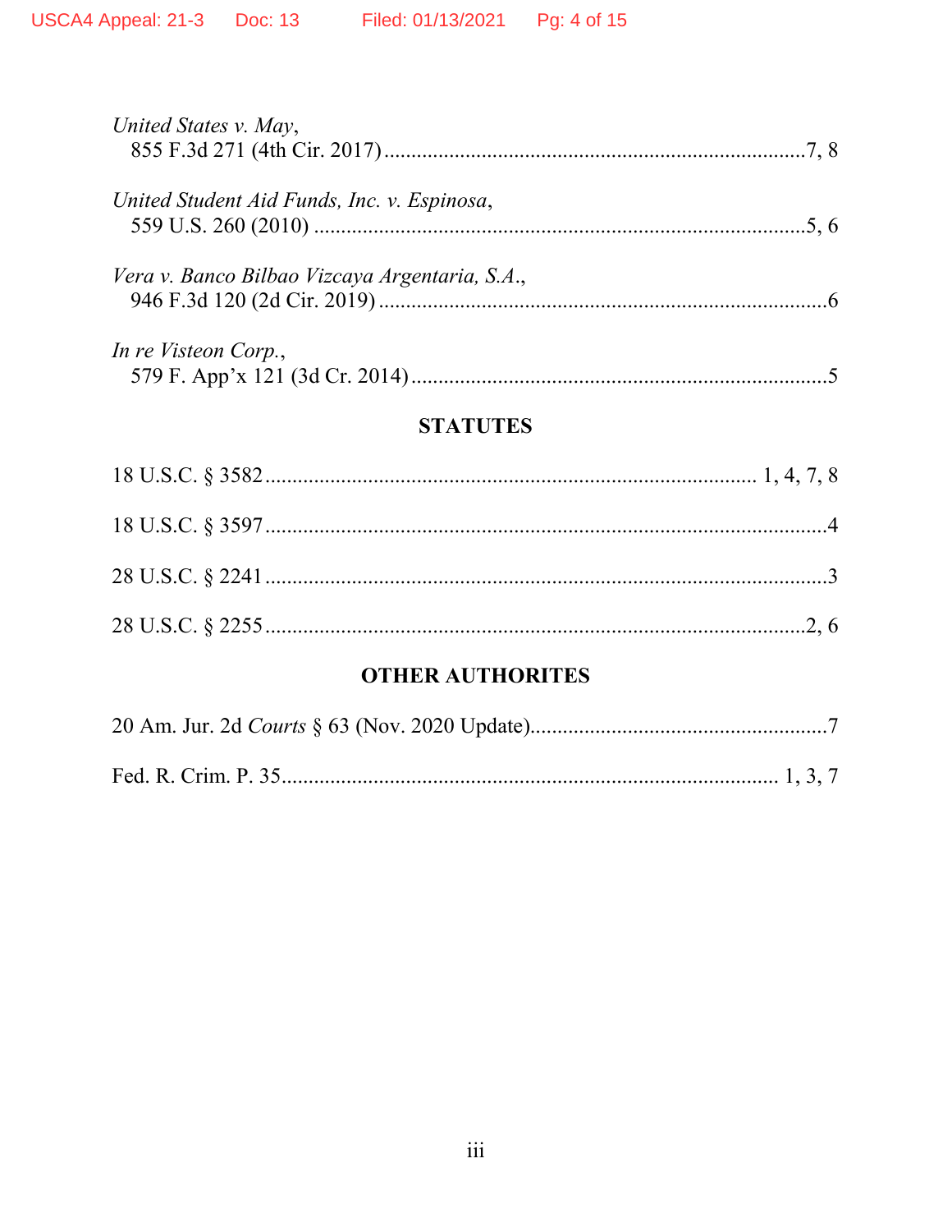*United States v. May*,
855 F.3d 271 (4th Cir. 2017) ............................................................................7, 8

*United Student Aid Funds, Inc. v. Espinosa*,
559 U.S. 260 (2010) ...........................................................................................5, 6

*Vera v. Banco Bilbao Vizcaya Argentaria, S.A.*,
946 F.3d 120 (2d Cir. 2019) ..................................................................................6

*In re Visteon Corp.*,
579 F. App'x 121 (3d Cr. 2014) ............................................................................5

## STATUTES

18 U.S.C. § 3582 ......................................................................................... 1, 4, 7, 8

18 U.S.C. § 3597 ........................................................................................................4

28 U.S.C. § 2241 ........................................................................................................3

28 U.S.C. § 2255 ....................................................................................................2, 6

## OTHER AUTHORITES

20 Am. Jur. 2d *Courts* § 63 (Nov. 2020 Update).......................................................7

Fed. R. Crim. P. 35............................................................................................ 1, 3, 7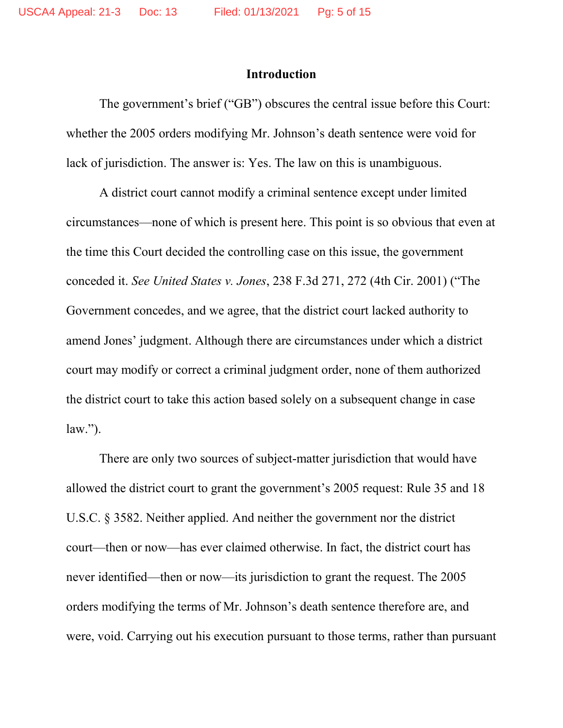## Introduction

The government's brief ("GB") obscures the central issue before this Court: whether the 2005 orders modifying Mr. Johnson's death sentence were void for lack of jurisdiction. The answer is: Yes. The law on this is unambiguous.

A district court cannot modify a criminal sentence except under limited circumstances—none of which is present here. This point is so obvious that even at the time this Court decided the controlling case on this issue, the government conceded it. *See United States v. Jones*, 238 F.3d 271, 272 (4th Cir. 2001) ("The Government concedes, and we agree, that the district court lacked authority to amend Jones' judgment. Although there are circumstances under which a district court may modify or correct a criminal judgment order, none of them authorized the district court to take this action based solely on a subsequent change in case law.").

There are only two sources of subject-matter jurisdiction that would have allowed the district court to grant the government's 2005 request: Rule 35 and 18 U.S.C. § 3582. Neither applied. And neither the government nor the district court—then or now—has ever claimed otherwise. In fact, the district court has never identified—then or now—its jurisdiction to grant the request. The 2005 orders modifying the terms of Mr. Johnson's death sentence therefore are, and were, void. Carrying out his execution pursuant to those terms, rather than pursuant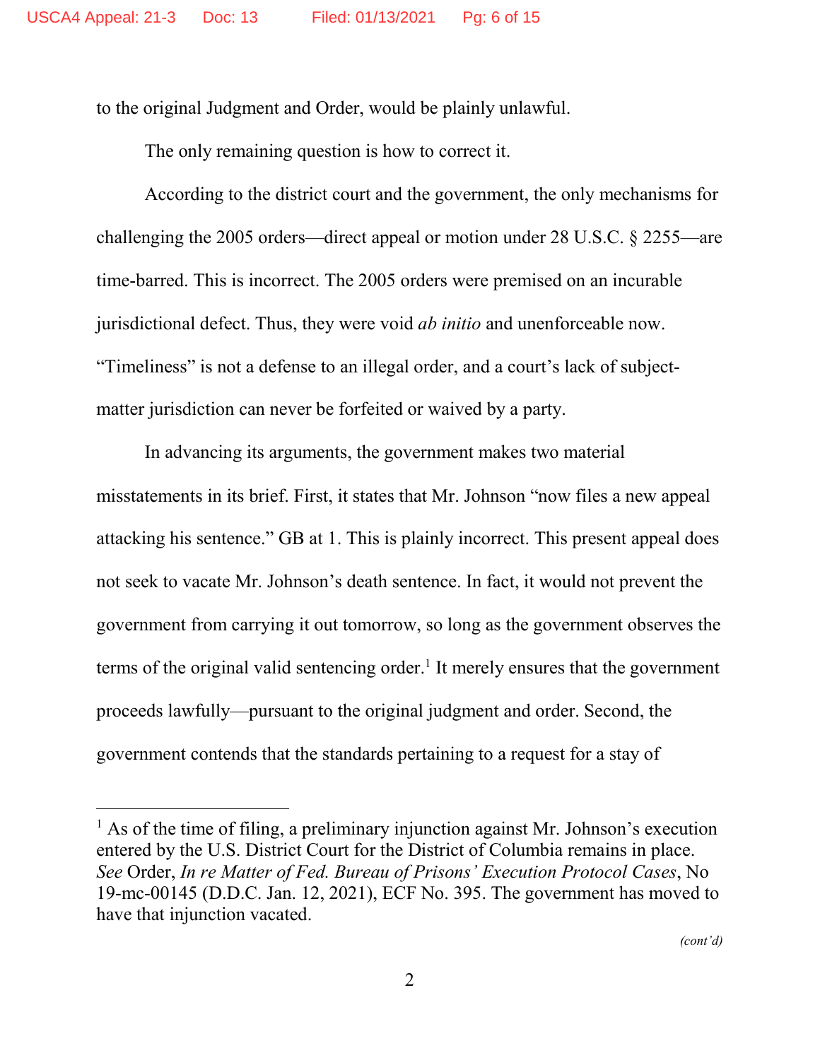to the original Judgment and Order, would be plainly unlawful.

The only remaining question is how to correct it.

According to the district court and the government, the only mechanisms for challenging the 2005 orders—direct appeal or motion under 28 U.S.C. § 2255—are time-barred. This is incorrect. The 2005 orders were premised on an incurable jurisdictional defect. Thus, they were void *ab initio* and unenforceable now. "Timeliness" is not a defense to an illegal order, and a court's lack of subject-matter jurisdiction can never be forfeited or waived by a party.

In advancing its arguments, the government makes two material misstatements in its brief. First, it states that Mr. Johnson "now files a new appeal attacking his sentence." GB at 1. This is plainly incorrect. This present appeal does not seek to vacate Mr. Johnson's death sentence. In fact, it would not prevent the government from carrying it out tomorrow, so long as the government observes the terms of the original valid sentencing order.[1] It merely ensures that the government proceeds lawfully—pursuant to the original judgment and order. Second, the government contends that the standards pertaining to a request for a stay of

---

[1] As of the time of filing, a preliminary injunction against Mr. Johnson's execution entered by the U.S. District Court for the District of Columbia remains in place. *See* Order, *In re Matter of Fed. Bureau of Prisons' Execution Protocol Cases*, No 19-mc-00145 (D.D.C. Jan. 12, 2021), ECF No. 395. The government has moved to have that injunction vacated.

*(cont'd)*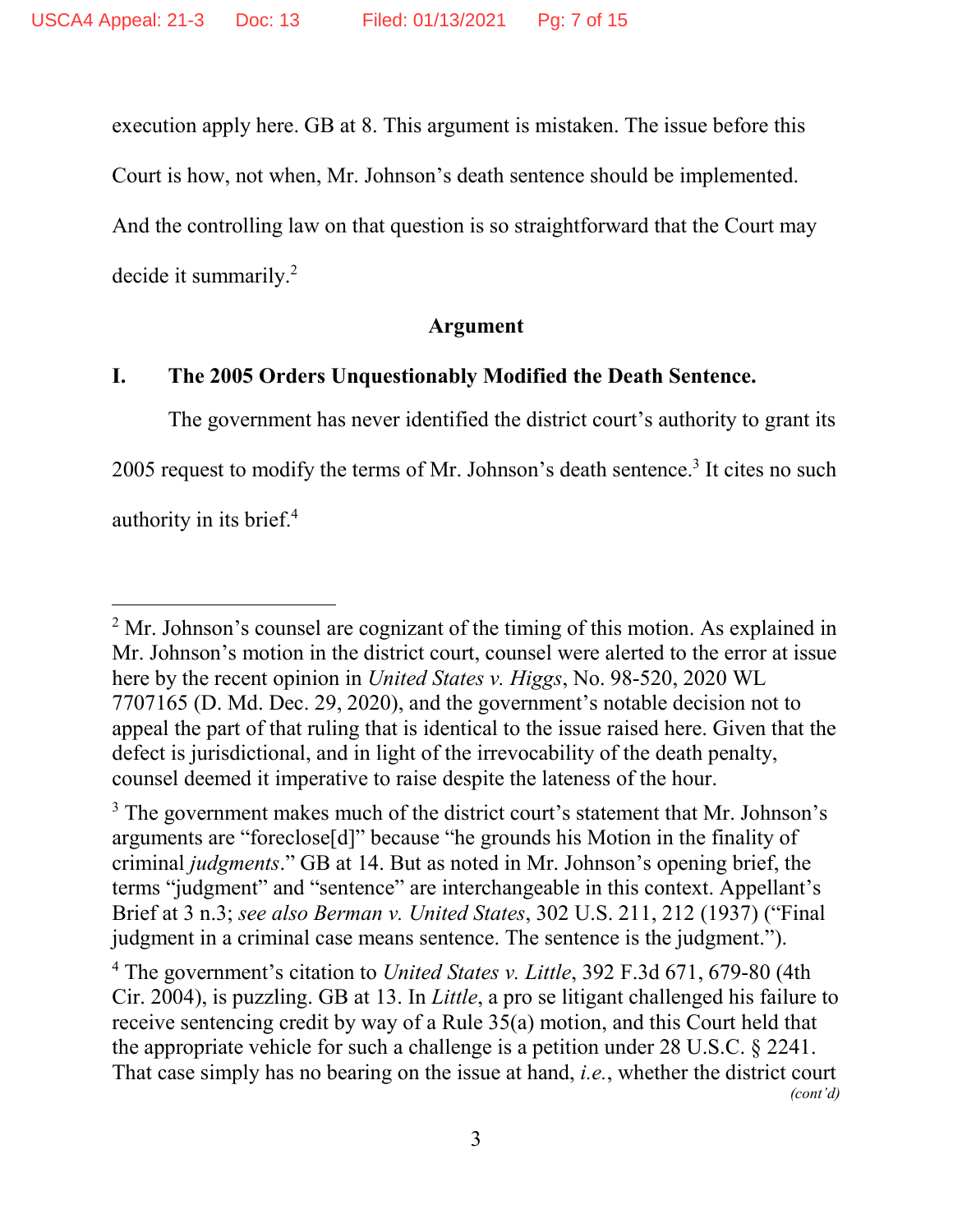execution apply here. GB at 8. This argument is mistaken. The issue before this Court is how, not when, Mr. Johnson's death sentence should be implemented. And the controlling law on that question is so straightforward that the Court may decide it summarily.[2]

## Argument

### I. The 2005 Orders Unquestionably Modified the Death Sentence.

The government has never identified the district court's authority to grant its 2005 request to modify the terms of Mr. Johnson's death sentence.[3] It cites no such authority in its brief.[4]

---

[2] Mr. Johnson's counsel are cognizant of the timing of this motion. As explained in Mr. Johnson's motion in the district court, counsel were alerted to the error at issue here by the recent opinion in *United States v. Higgs*, No. 98-520, 2020 WL 7707165 (D. Md. Dec. 29, 2020), and the government's notable decision not to appeal the part of that ruling that is identical to the issue raised here. Given that the defect is jurisdictional, and in light of the irrevocability of the death penalty, counsel deemed it imperative to raise despite the lateness of the hour.

[3] The government makes much of the district court's statement that Mr. Johnson's arguments are "foreclose[d]" because "he grounds his Motion in the finality of criminal *judgments*." GB at 14. But as noted in Mr. Johnson's opening brief, the terms "judgment" and "sentence" are interchangeable in this context. Appellant's Brief at 3 n.3; *see also Berman v. United States*, 302 U.S. 211, 212 (1937) ("Final judgment in a criminal case means sentence. The sentence is the judgment.").

[4] The government's citation to *United States v. Little*, 392 F.3d 671, 679-80 (4th Cir. 2004), is puzzling. GB at 13. In *Little*, a pro se litigant challenged his failure to receive sentencing credit by way of a Rule 35(a) motion, and this Court held that the appropriate vehicle for such a challenge is a petition under 28 U.S.C. § 2241. That case simply has no bearing on the issue at hand, *i.e.*, whether the district court *(cont'd)*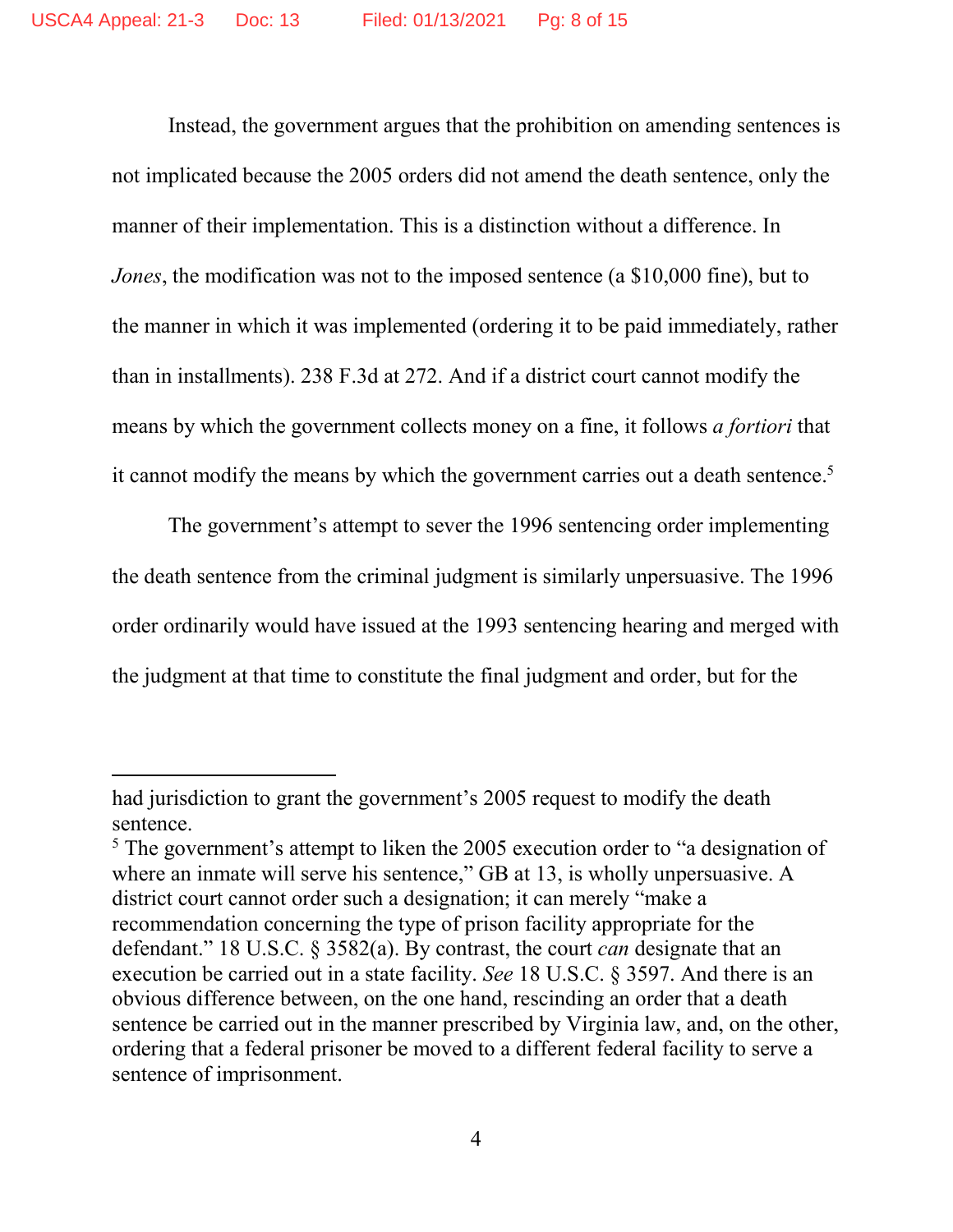Instead, the government argues that the prohibition on amending sentences is not implicated because the 2005 orders did not amend the death sentence, only the manner of their implementation. This is a distinction without a difference. In *Jones*, the modification was not to the imposed sentence (a $10,000 fine), but to the manner in which it was implemented (ordering it to be paid immediately, rather than in installments). 238 F.3d at 272. And if a district court cannot modify the means by which the government collects money on a fine, it follows *a fortiori* that it cannot modify the means by which the government carries out a death sentence.[5]

The government's attempt to sever the 1996 sentencing order implementing the death sentence from the criminal judgment is similarly unpersuasive. The 1996 order ordinarily would have issued at the 1993 sentencing hearing and merged with the judgment at that time to constitute the final judgment and order, but for the

---

had jurisdiction to grant the government's 2005 request to modify the death sentence.

[5] The government's attempt to liken the 2005 execution order to "a designation of where an inmate will serve his sentence," GB at 13, is wholly unpersuasive. A district court cannot order such a designation; it can merely "make a recommendation concerning the type of prison facility appropriate for the defendant." 18 U.S.C. § 3582(a). By contrast, the court *can* designate that an execution be carried out in a state facility. *See* 18 U.S.C. § 3597. And there is an obvious difference between, on the one hand, rescinding an order that a death sentence be carried out in the manner prescribed by Virginia law, and, on the other, ordering that a federal prisoner be moved to a different federal facility to serve a sentence of imprisonment.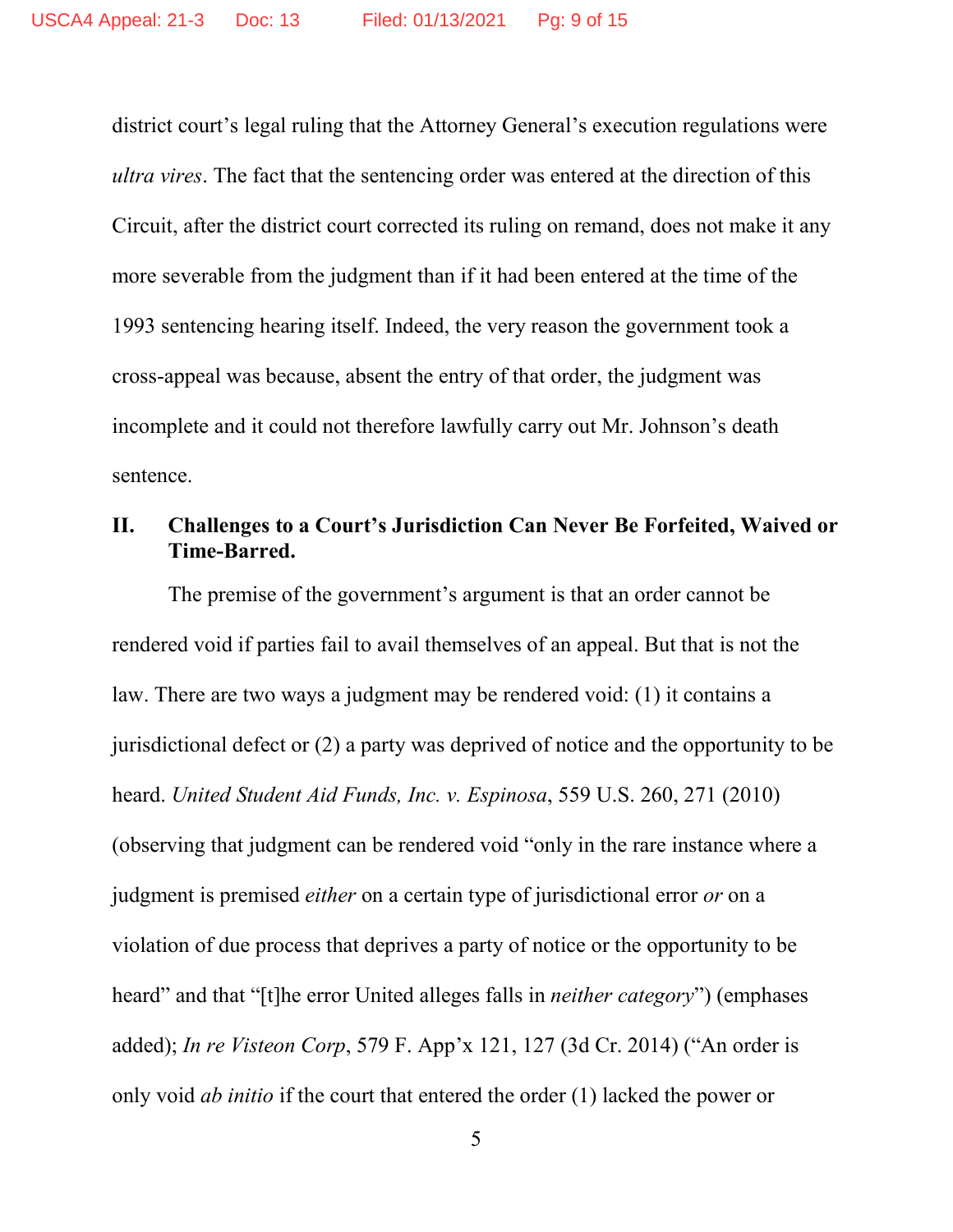district court's legal ruling that the Attorney General's execution regulations were *ultra vires*. The fact that the sentencing order was entered at the direction of this Circuit, after the district court corrected its ruling on remand, does not make it any more severable from the judgment than if it had been entered at the time of the 1993 sentencing hearing itself. Indeed, the very reason the government took a cross-appeal was because, absent the entry of that order, the judgment was incomplete and it could not therefore lawfully carry out Mr. Johnson's death sentence.

## II. Challenges to a Court's Jurisdiction Can Never Be Forfeited, Waived or Time-Barred.

The premise of the government's argument is that an order cannot be rendered void if parties fail to avail themselves of an appeal. But that is not the law. There are two ways a judgment may be rendered void: (1) it contains a jurisdictional defect or (2) a party was deprived of notice and the opportunity to be heard. *United Student Aid Funds, Inc. v. Espinosa*, 559 U.S. 260, 271 (2010) (observing that judgment can be rendered void "only in the rare instance where a judgment is premised *either* on a certain type of jurisdictional error *or* on a violation of due process that deprives a party of notice or the opportunity to be heard" and that "[t]he error United alleges falls in *neither category*") (emphases added); *In re Visteon Corp*, 579 F. App'x 121, 127 (3d Cr. 2014) ("An order is only void *ab initio* if the court that entered the order (1) lacked the power or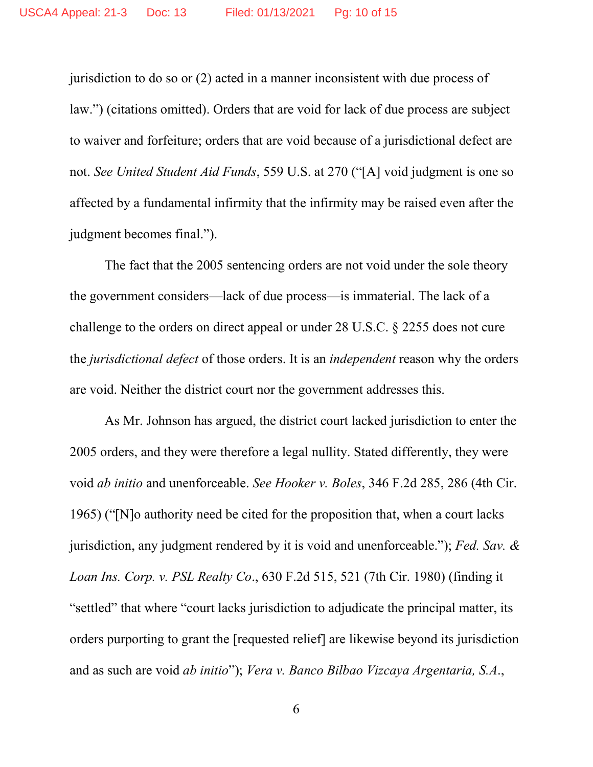jurisdiction to do so or (2) acted in a manner inconsistent with due process of law.") (citations omitted). Orders that are void for lack of due process are subject to waiver and forfeiture; orders that are void because of a jurisdictional defect are not. *See United Student Aid Funds*, 559 U.S. at 270 ("[A] void judgment is one so affected by a fundamental infirmity that the infirmity may be raised even after the judgment becomes final.").

The fact that the 2005 sentencing orders are not void under the sole theory the government considers—lack of due process—is immaterial. The lack of a challenge to the orders on direct appeal or under 28 U.S.C. § 2255 does not cure the *jurisdictional defect* of those orders. It is an *independent* reason why the orders are void. Neither the district court nor the government addresses this.

As Mr. Johnson has argued, the district court lacked jurisdiction to enter the 2005 orders, and they were therefore a legal nullity. Stated differently, they were void *ab initio* and unenforceable. *See Hooker v. Boles*, 346 F.2d 285, 286 (4th Cir. 1965) ("[N]o authority need be cited for the proposition that, when a court lacks jurisdiction, any judgment rendered by it is void and unenforceable."); *Fed. Sav. & Loan Ins. Corp. v. PSL Realty Co*., 630 F.2d 515, 521 (7th Cir. 1980) (finding it "settled" that where "court lacks jurisdiction to adjudicate the principal matter, its orders purporting to grant the [requested relief] are likewise beyond its jurisdiction and as such are void *ab initio*"); *Vera v. Banco Bilbao Vizcaya Argentaria, S.A.*,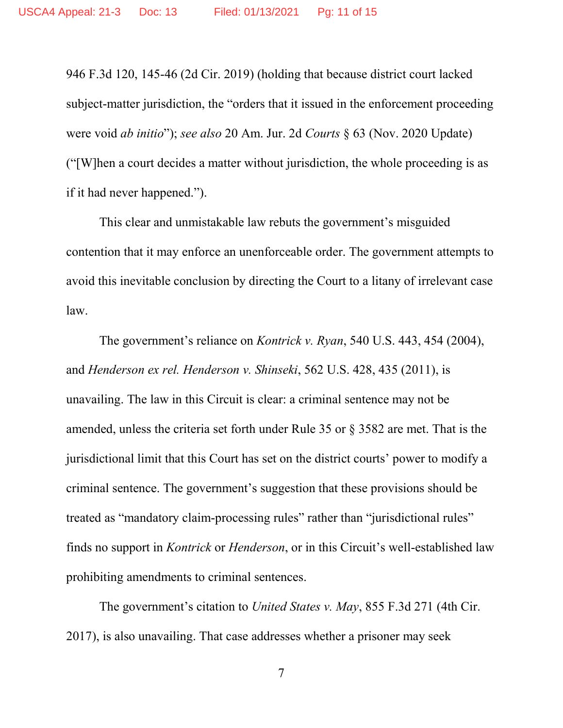946 F.3d 120, 145-46 (2d Cir. 2019) (holding that because district court lacked subject-matter jurisdiction, the "orders that it issued in the enforcement proceeding were void *ab initio*"); *see also* 20 Am. Jur. 2d *Courts* § 63 (Nov. 2020 Update) ("[W]hen a court decides a matter without jurisdiction, the whole proceeding is as if it had never happened.").

This clear and unmistakable law rebuts the government's misguided contention that it may enforce an unenforceable order. The government attempts to avoid this inevitable conclusion by directing the Court to a litany of irrelevant case law.

The government's reliance on *Kontrick v. Ryan*, 540 U.S. 443, 454 (2004), and *Henderson ex rel. Henderson v. Shinseki*, 562 U.S. 428, 435 (2011), is unavailing. The law in this Circuit is clear: a criminal sentence may not be amended, unless the criteria set forth under Rule 35 or § 3582 are met. That is the jurisdictional limit that this Court has set on the district courts' power to modify a criminal sentence. The government's suggestion that these provisions should be treated as "mandatory claim-processing rules" rather than "jurisdictional rules" finds no support in *Kontrick* or *Henderson*, or in this Circuit's well-established law prohibiting amendments to criminal sentences.

The government's citation to *United States v. May*, 855 F.3d 271 (4th Cir. 2017), is also unavailing. That case addresses whether a prisoner may seek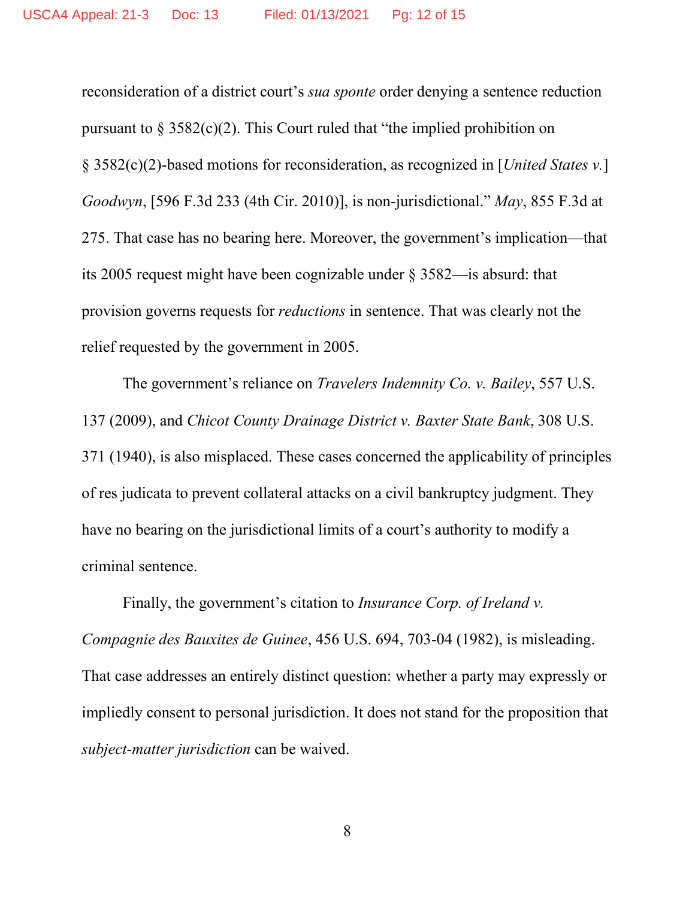reconsideration of a district court's *sua sponte* order denying a sentence reduction pursuant to § 3582(c)(2). This Court ruled that "the implied prohibition on § 3582(c)(2)-based motions for reconsideration, as recognized in [*United States v.*] *Goodwyn*, [596 F.3d 233 (4th Cir. 2010)], is non-jurisdictional." *May*, 855 F.3d at 275. That case has no bearing here. Moreover, the government's implication—that its 2005 request might have been cognizable under § 3582—is absurd: that provision governs requests for *reductions* in sentence. That was clearly not the relief requested by the government in 2005.

The government's reliance on *Travelers Indemnity Co. v. Bailey*, 557 U.S. 137 (2009), and *Chicot County Drainage District v. Baxter State Bank*, 308 U.S. 371 (1940), is also misplaced. These cases concerned the applicability of principles of res judicata to prevent collateral attacks on a civil bankruptcy judgment. They have no bearing on the jurisdictional limits of a court's authority to modify a criminal sentence.

Finally, the government's citation to *Insurance Corp. of Ireland v. Compagnie des Bauxites de Guinee*, 456 U.S. 694, 703-04 (1982), is misleading. That case addresses an entirely distinct question: whether a party may expressly or impliedly consent to personal jurisdiction. It does not stand for the proposition that *subject-matter jurisdiction* can be waived.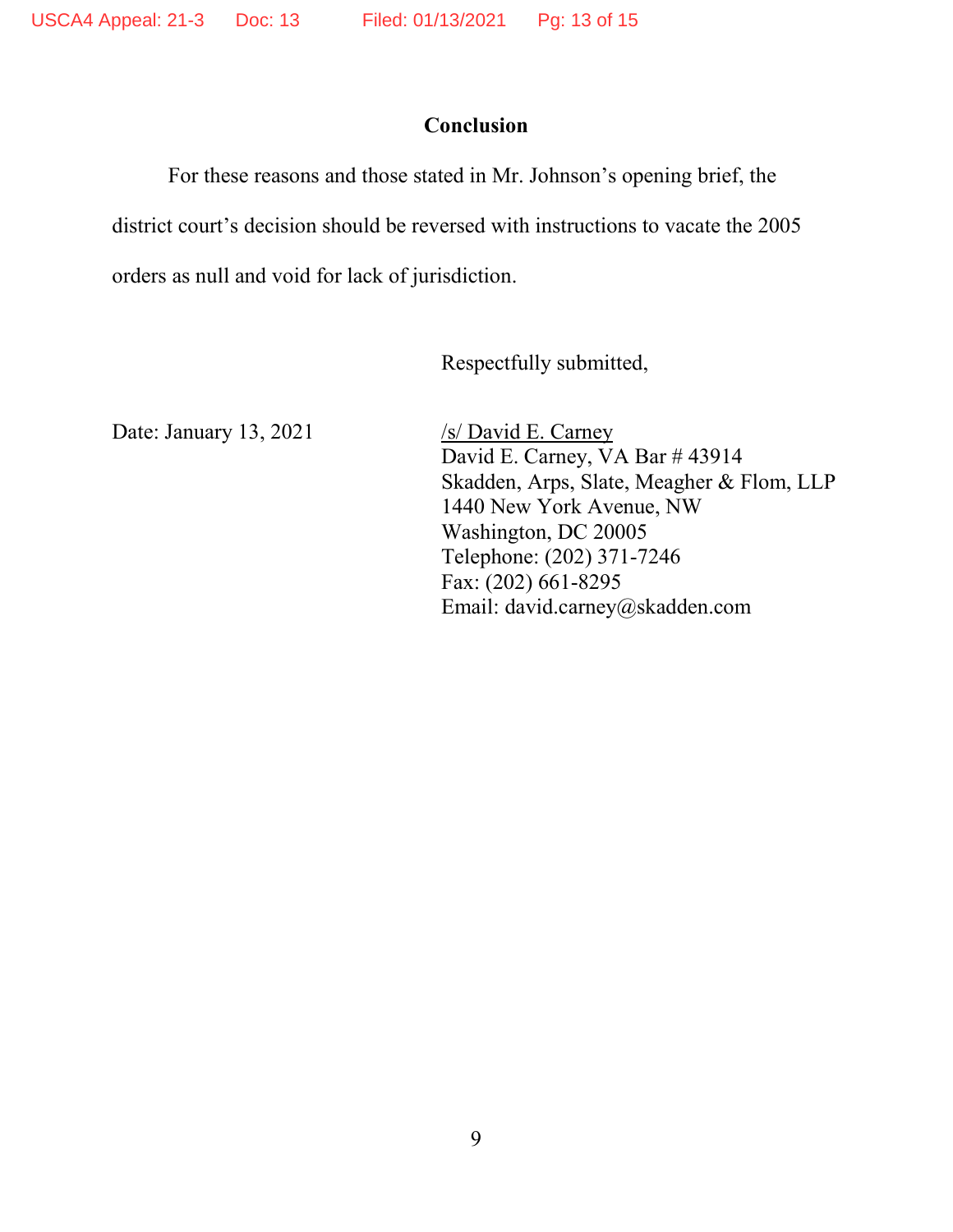## Conclusion

For these reasons and those stated in Mr. Johnson's opening brief, the district court's decision should be reversed with instructions to vacate the 2005 orders as null and void for lack of jurisdiction.

Respectfully submitted,

Date: January 13, 2021

/s/ David E. Carney
David E. Carney, VA Bar # 43914
Skadden, Arps, Slate, Meagher & Flom, LLP
1440 New York Avenue, NW
Washington, DC 20005
Telephone: (202) 371-7246
Fax: (202) 661-8295
Email: david.carney@skadden.com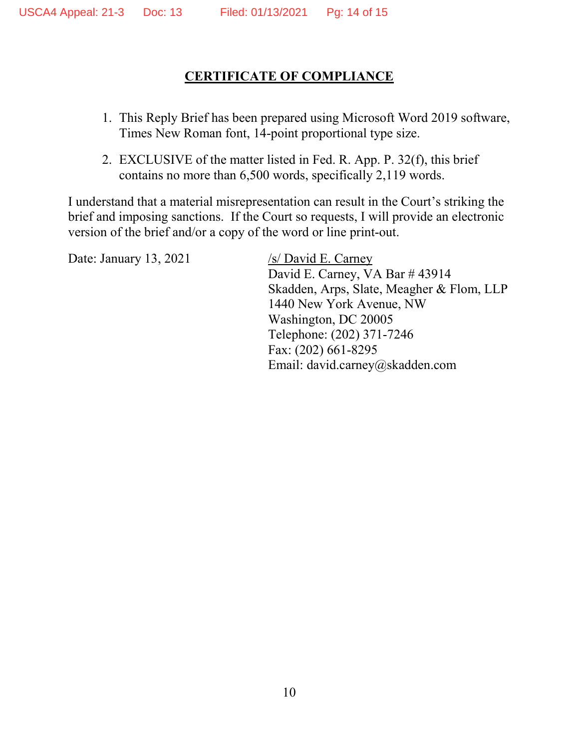## CERTIFICATE OF COMPLIANCE

1. This Reply Brief has been prepared using Microsoft Word 2019 software, Times New Roman font, 14-point proportional type size.

2. EXCLUSIVE of the matter listed in Fed. R. App. P. 32(f), this brief contains no more than 6,500 words, specifically 2,119 words.

I understand that a material misrepresentation can result in the Court's striking the brief and imposing sanctions. If the Court so requests, I will provide an electronic version of the brief and/or a copy of the word or line print-out.

Date: January 13, 2021

/s/ David E. Carney
David E. Carney, VA Bar # 43914
Skadden, Arps, Slate, Meagher & Flom, LLP
1440 New York Avenue, NW
Washington, DC 20005
Telephone: (202) 371-7246
Fax: (202) 661-8295
Email: david.carney@skadden.com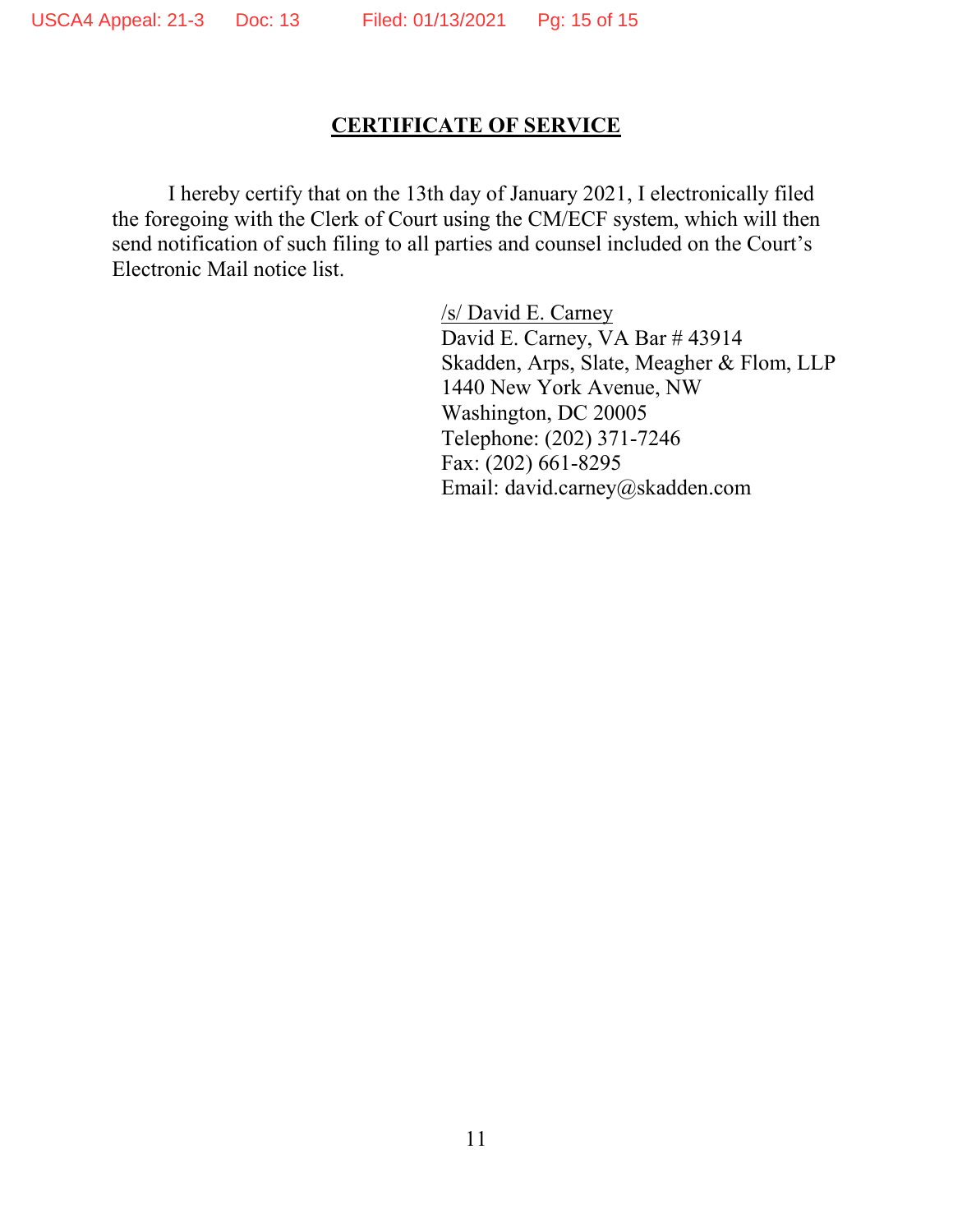# CERTIFICATE OF SERVICE

I hereby certify that on the 13th day of January 2021, I electronically filed the foregoing with the Clerk of Court using the CM/ECF system, which will then send notification of such filing to all parties and counsel included on the Court's Electronic Mail notice list.

/s/ David E. Carney
David E. Carney, VA Bar # 43914
Skadden, Arps, Slate, Meagher & Flom, LLP
1440 New York Avenue, NW
Washington, DC 20005
Telephone: (202) 371-7246
Fax: (202) 661-8295
Email: david.carney@skadden.com